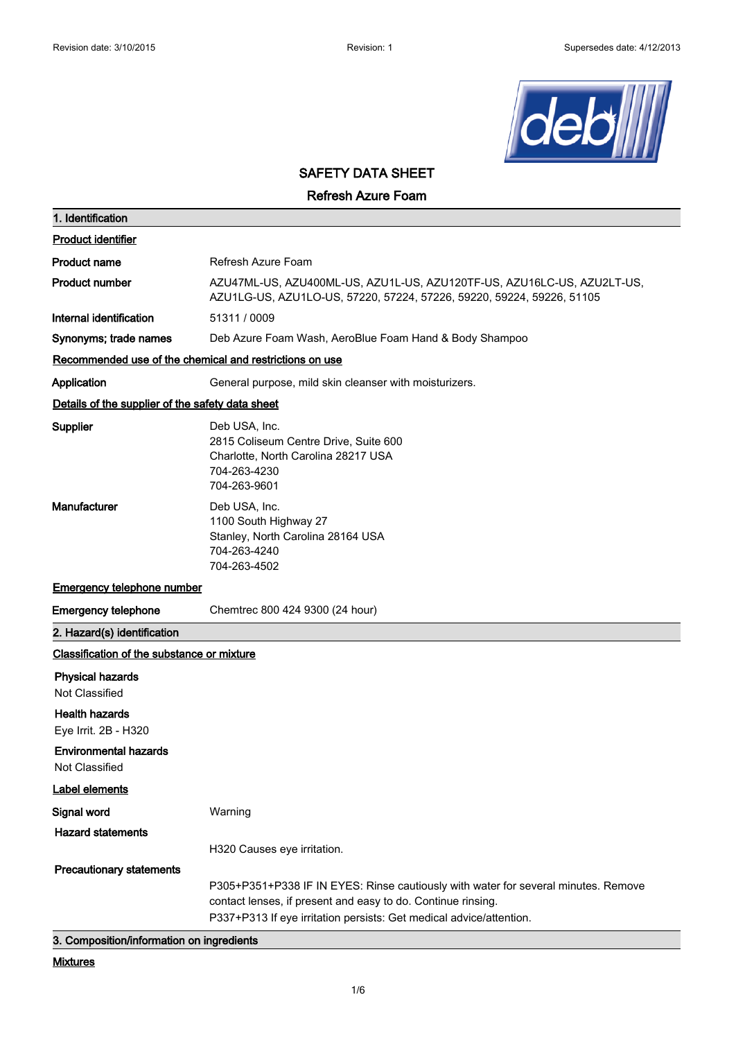# SAFETY DATA SHEET

## Refresh Azure Foam

## 1. Identification

**Product identifier**

| | |
|---|---|
| **Product name** | Refresh Azure Foam |
| **Product number** | AZU47ML-US, AZU400ML-US, AZU1L-US, AZU120TF-US, AZU16LC-US, AZU2LT-US, AZU1LG-US, AZU1LO-US, 57220, 57224, 57226, 59220, 59224, 59226, 51105 |
| **Internal identification** | 51311 / 0009 |
| **Synonyms; trade names** | Deb Azure Foam Wash, AeroBlue Foam Hand & Body Shampoo |

**Recommended use of the chemical and restrictions on use**

| | |
|---|---|
| **Application** | General purpose, mild skin cleanser with moisturizers. |

**Details of the supplier of the safety data sheet**

| | |
|---|---|
| **Supplier** | Deb USA, Inc.<br>2815 Coliseum Centre Drive, Suite 600<br>Charlotte, North Carolina 28217 USA<br>704-263-4230<br>704-263-9601 |
| **Manufacturer** | Deb USA, Inc.<br>1100 South Highway 27<br>Stanley, North Carolina 28164 USA<br>704-263-4240<br>704-263-4502 |

**Emergency telephone number**

| | |
|---|---|
| **Emergency telephone** | Chemtrec 800 424 9300 (24 hour) |

## 2. Hazard(s) identification

**Classification of the substance or mixture**

**Physical hazards**
Not Classified

**Health hazards**
Eye Irrit. 2B - H320

**Environmental hazards**
Not Classified

**Label elements**

| | |
|---|---|
| **Signal word** | Warning |
| **Hazard statements** | H320 Causes eye irritation. |
| **Precautionary statements** | P305+P351+P338 IF IN EYES: Rinse cautiously with water for several minutes. Remove contact lenses, if present and easy to do. Continue rinsing.<br>P337+P313 If eye irritation persists: Get medical advice/attention. |

## 3. Composition/information on ingredients

**Mixtures**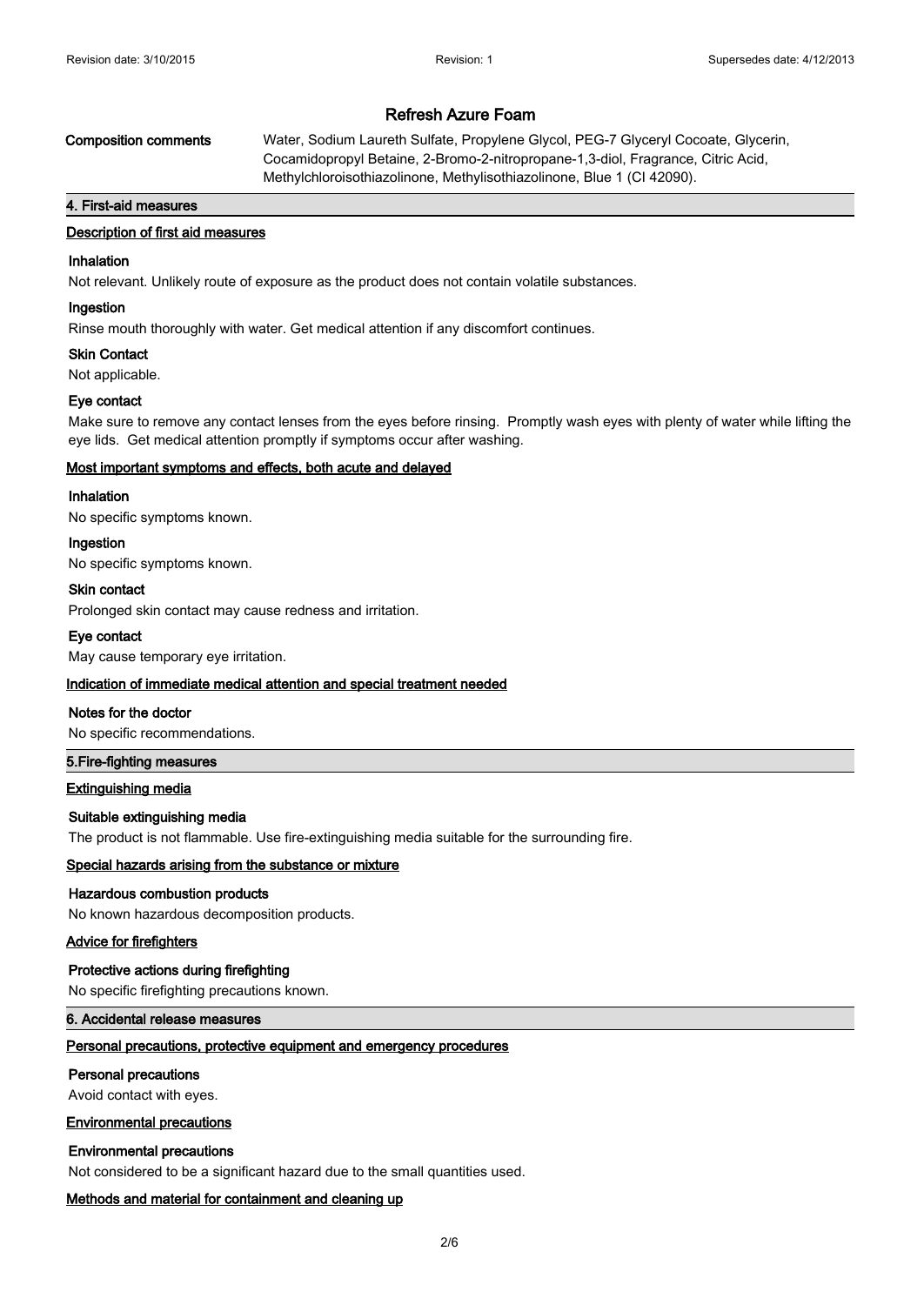## Refresh Azure Foam

**Composition comments** Water, Sodium Laureth Sulfate, Propylene Glycol, PEG-7 Glyceryl Cocoate, Glycerin, Cocamidopropyl Betaine, 2-Bromo-2-nitropropane-1,3-diol, Fragrance, Citric Acid, Methylchloroisothiazolinone, Methylisothiazolinone, Blue 1 (CI 42090).

## 4. First-aid measures

### Description of first aid measures

**Inhalation**

Not relevant. Unlikely route of exposure as the product does not contain volatile substances.

**Ingestion**

Rinse mouth thoroughly with water. Get medical attention if any discomfort continues.

**Skin Contact**

Not applicable.

**Eye contact**

Make sure to remove any contact lenses from the eyes before rinsing. Promptly wash eyes with plenty of water while lifting the eye lids. Get medical attention promptly if symptoms occur after washing.

### Most important symptoms and effects, both acute and delayed

**Inhalation**

No specific symptoms known.

**Ingestion**

No specific symptoms known.

**Skin contact**

Prolonged skin contact may cause redness and irritation.

**Eye contact**

May cause temporary eye irritation.

### Indication of immediate medical attention and special treatment needed

**Notes for the doctor**

No specific recommendations.

## 5.Fire-fighting measures

### Extinguishing media

**Suitable extinguishing media**

The product is not flammable. Use fire-extinguishing media suitable for the surrounding fire.

### Special hazards arising from the substance or mixture

**Hazardous combustion products**

No known hazardous decomposition products.

### Advice for firefighters

**Protective actions during firefighting**

No specific firefighting precautions known.

## 6. Accidental release measures

### Personal precautions, protective equipment and emergency procedures

**Personal precautions**

Avoid contact with eyes.

### Environmental precautions

**Environmental precautions**

Not considered to be a significant hazard due to the small quantities used.

### Methods and material for containment and cleaning up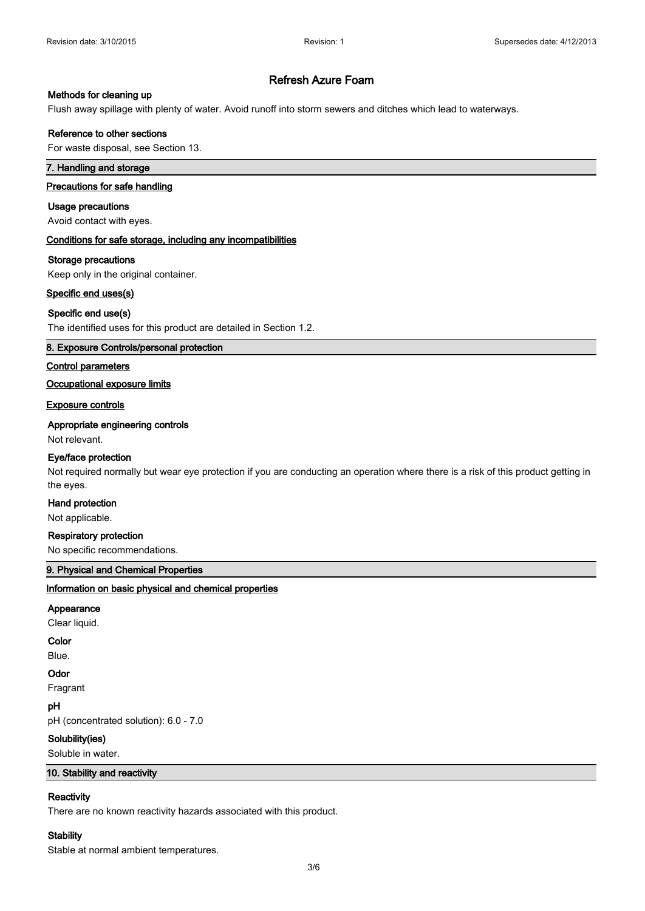# Refresh Azure Foam

### Methods for cleaning up

Flush away spillage with plenty of water. Avoid runoff into storm sewers and ditches which lead to waterways.

### Reference to other sections

For waste disposal, see Section 13.

## 7. Handling and storage

### Precautions for safe handling

**Usage precautions**

Avoid contact with eyes.

### Conditions for safe storage, including any incompatibilities

**Storage precautions**

Keep only in the original container.

### Specific end uses(s)

**Specific end use(s)**

The identified uses for this product are detailed in Section 1.2.

## 8. Exposure Controls/personal protection

### Control parameters

### Occupational exposure limits

### Exposure controls

**Appropriate engineering controls**

Not relevant.

**Eye/face protection**

Not required normally but wear eye protection if you are conducting an operation where there is a risk of this product getting in the eyes.

**Hand protection**

Not applicable.

**Respiratory protection**

No specific recommendations.

## 9. Physical and Chemical Properties

### Information on basic physical and chemical properties

**Appearance**

Clear liquid.

**Color**

Blue.

**Odor**

Fragrant

**pH**

pH (concentrated solution): 6.0 - 7.0

**Solubility(ies)**

Soluble in water.

## 10. Stability and reactivity

**Reactivity**

There are no known reactivity hazards associated with this product.

**Stability**

Stable at normal ambient temperatures.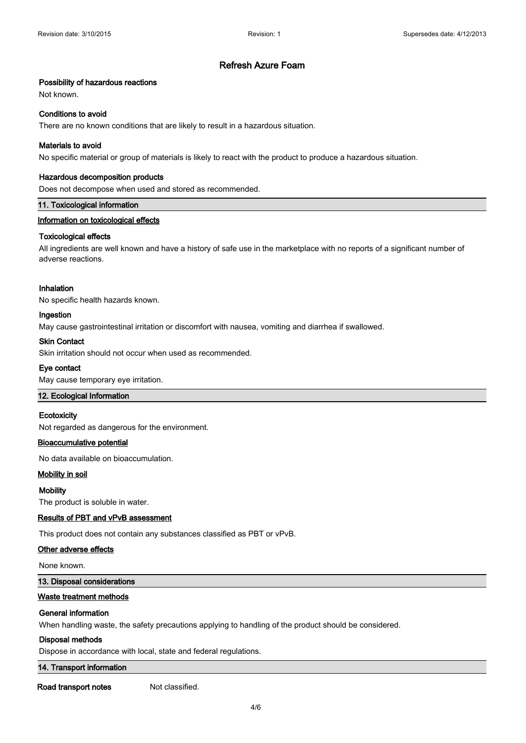# Refresh Azure Foam

### Possibility of hazardous reactions

Not known.

### Conditions to avoid

There are no known conditions that are likely to result in a hazardous situation.

### Materials to avoid

No specific material or group of materials is likely to react with the product to produce a hazardous situation.

### Hazardous decomposition products

Does not decompose when used and stored as recommended.

## 11. Toxicological information

### Information on toxicological effects

#### Toxicological effects

All ingredients are well known and have a history of safe use in the marketplace with no reports of a significant number of adverse reactions.

#### Inhalation

No specific health hazards known.

#### Ingestion

May cause gastrointestinal irritation or discomfort with nausea, vomiting and diarrhea if swallowed.

#### Skin Contact

Skin irritation should not occur when used as recommended.

#### Eye contact

May cause temporary eye irritation.

## 12. Ecological Information

### Ecotoxicity

Not regarded as dangerous for the environment.

### Bioaccumulative potential

No data available on bioaccumulation.

### Mobility in soil

#### Mobility

The product is soluble in water.

### Results of PBT and vPvB assessment

This product does not contain any substances classified as PBT or vPvB.

### Other adverse effects

None known.

## 13. Disposal considerations

### Waste treatment methods

#### General information

When handling waste, the safety precautions applying to handling of the product should be considered.

#### Disposal methods

Dispose in accordance with local, state and federal regulations.

## 14. Transport information

**Road transport notes** Not classified.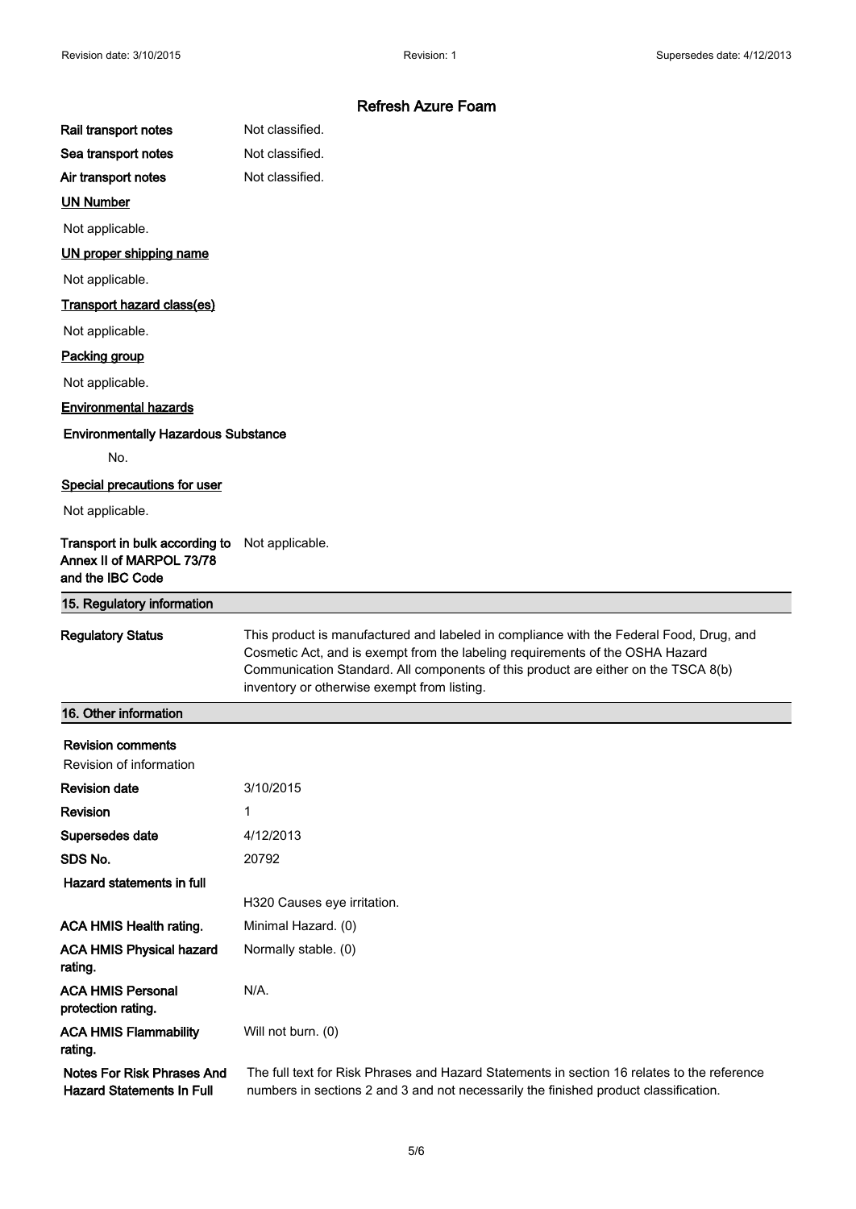# Refresh Azure Foam

| | |
|---|---|
| **Rail transport notes** | Not classified. |
| **Sea transport notes** | Not classified. |
| **Air transport notes** | Not classified. |

**UN Number**

Not applicable.

**UN proper shipping name**

Not applicable.

**Transport hazard class(es)**

Not applicable.

**Packing group**

Not applicable.

**Environmental hazards**

**Environmentally Hazardous Substance**

No.

**Special precautions for user**

Not applicable.

| | |
|---|---|
| **Transport in bulk according to Annex II of MARPOL 73/78 and the IBC Code** | Not applicable. |

## 15. Regulatory information

| | |
|---|---|
| **Regulatory Status** | This product is manufactured and labeled in compliance with the Federal Food, Drug, and Cosmetic Act, and is exempt from the labeling requirements of the OSHA Hazard Communication Standard. All components of this product are either on the TSCA 8(b) inventory or otherwise exempt from listing. |

## 16. Other information

**Revision comments**

Revision of information

| | |
|---|---|
| **Revision date** | 3/10/2015 |
| **Revision** | 1 |
| **Supersedes date** | 4/12/2013 |
| **SDS No.** | 20792 |

**Hazard statements in full**

H320 Causes eye irritation.

| | |
|---|---|
| **ACA HMIS Health rating.** | Minimal Hazard. (0) |
| **ACA HMIS Physical hazard rating.** | Normally stable. (0) |
| **ACA HMIS Personal protection rating.** | N/A. |
| **ACA HMIS Flammability rating.** | Will not burn. (0) |
| **Notes For Risk Phrases And Hazard Statements In Full** | The full text for Risk Phrases and Hazard Statements in section 16 relates to the reference numbers in sections 2 and 3 and not necessarily the finished product classification. |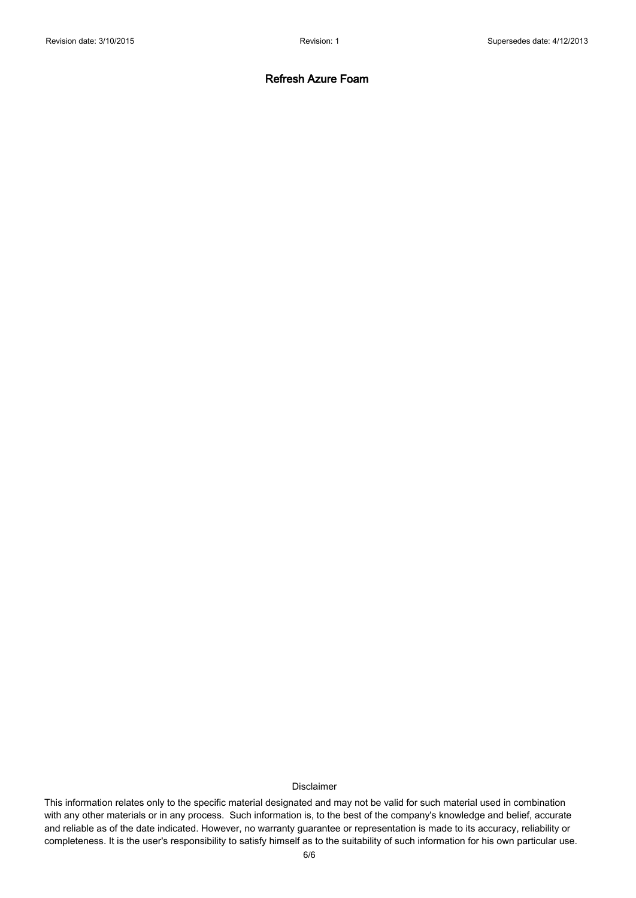Disclaimer

This information relates only to the specific material designated and may not be valid for such material used in combination with any other materials or in any process. Such information is, to the best of the company's knowledge and belief, accurate and reliable as of the date indicated. However, no warranty guarantee or representation is made to its accuracy, reliability or completeness. It is the user's responsibility to satisfy himself as to the suitability of such information for his own particular use.